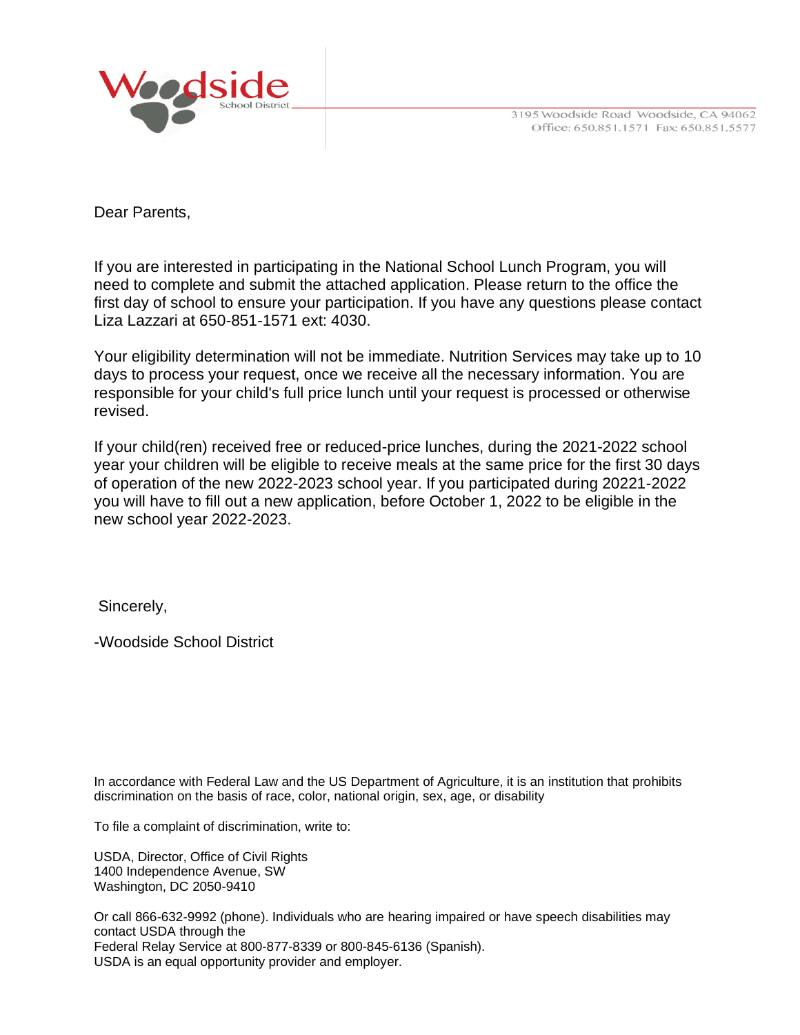Woodside School District

3195 Woodside Road Woodside, CA 94062
Office: 650.851.1571 Fax: 650.851.5577

Dear Parents,

If you are interested in participating in the National School Lunch Program, you will need to complete and submit the attached application. Please return to the office the first day of school to ensure your participation. If you have any questions please contact Liza Lazzari at 650-851-1571 ext: 4030.

Your eligibility determination will not be immediate. Nutrition Services may take up to 10 days to process your request, once we receive all the necessary information. You are responsible for your child's full price lunch until your request is processed or otherwise revised.

If your child(ren) received free or reduced-price lunches, during the 2021-2022 school year your children will be eligible to receive meals at the same price for the first 30 days of operation of the new 2022-2023 school year. If you participated during 20221-2022 you will have to fill out a new application, before October 1, 2022 to be eligible in the new school year 2022-2023.

Sincerely,

-Woodside School District

In accordance with Federal Law and the US Department of Agriculture, it is an institution that prohibits discrimination on the basis of race, color, national origin, sex, age, or disability

To file a complaint of discrimination, write to:

USDA, Director, Office of Civil Rights
1400 Independence Avenue, SW
Washington, DC 2050-9410

Or call 866-632-9992 (phone). Individuals who are hearing impaired or have speech disabilities may contact USDA through the
Federal Relay Service at 800-877-8339 or 800-845-6136 (Spanish).
USDA is an equal opportunity provider and employer.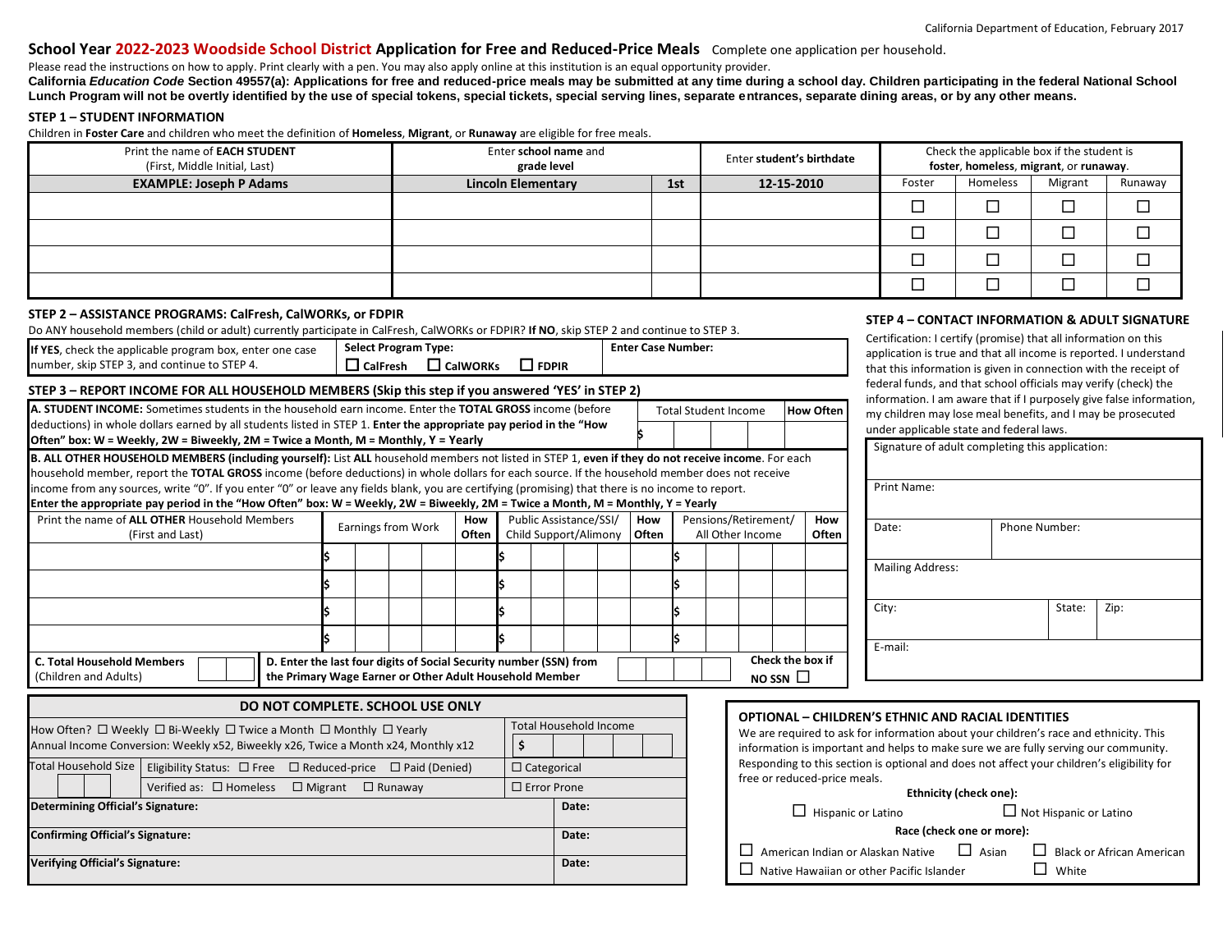California Department of Education, February 2017

## School Year 2022-2023 Woodside School District Application for Free and Reduced-Price Meals

Complete one application per household.

Please read the instructions on how to apply. Print clearly with a pen. You may also apply online at this institution is an equal opportunity provider.

**California *Education Code* Section 49557(a): Applications for free and reduced-price meals may be submitted at any time during a school day. Children participating in the federal National School Lunch Program will not be overtly identified by the use of special tokens, special tickets, special serving lines, separate entrances, separate dining areas, or by any other means.**

### STEP 1 – STUDENT INFORMATION

Children in **Foster Care** and children who meet the definition of **Homeless**, **Migrant**, or **Runaway** are eligible for free meals.

| Print the name of **EACH STUDENT** (First, Middle Initial, Last) | Enter **school name** and grade level | | Enter **student's birthdate** | Check the applicable box if the student is **foster, homeless, migrant,** or **runaway**. | | | |
|---|---|---|---|---|---|---|---|
| | | | | Foster | Homeless | Migrant | Runaway |
| **EXAMPLE: Joseph P Adams** | **Lincoln Elementary** | **1st** | **12-15-2010** | | | | |
| | | | | ☐ | ☐ | ☐ | ☐ |
| | | | | ☐ | ☐ | ☐ | ☐ |
| | | | | ☐ | ☐ | ☐ | ☐ |
| | | | | ☐ | ☐ | ☐ | ☐ |

### STEP 2 – ASSISTANCE PROGRAMS: CalFresh, CalWORKs, or FDPIR

Do ANY household members (child or adult) currently participate in CalFresh, CalWORKs or FDPIR? **If NO**, skip STEP 2 and continue to STEP 3.

| **If YES**, check the applicable program box, enter one case number, skip STEP 3, and continue to STEP 4. | **Select Program Type:** ☐ **CalFresh** ☐ **CalWORKs** ☐ **FDPIR** | **Enter Case Number:** |
|---|---|---|

### STEP 3 – REPORT INCOME FOR ALL HOUSEHOLD MEMBERS (Skip this step if you answered 'YES' in STEP 2)

**A. STUDENT INCOME:** Sometimes students in the household earn income. Enter the **TOTAL GROSS** income (before deductions) in whole dollars earned by all students listed in STEP 1. **Enter the appropriate pay period in the "How Often" box: W = Weekly, 2W = Biweekly, 2M = Twice a Month, M = Monthly, Y = Yearly**

| Total Student Income | How Often |
|---|---|
| $ | |

**B. ALL OTHER HOUSEHOLD MEMBERS (including yourself):** List **ALL** household members not listed in STEP 1, **even if they do not receive income**. For each household member, report the **TOTAL GROSS** income (before deductions) in whole dollars for each source. If the household member does not receive income from any sources, write "0". If you enter "0" or leave any fields blank, you are certifying (promising) that there is no income to report.
**Enter the appropriate pay period in the "How Often" box: W = Weekly, 2W = Biweekly, 2M = Twice a Month, M = Monthly, Y = Yearly**

| Print the name of **ALL OTHER** Household Members (First and Last) | Earnings from Work | How Often | Public Assistance/SSI/ Child Support/Alimony | How Often | Pensions/Retirement/ All Other Income | How Often |
|---|---|---|---|---|---|---|
| | $ | | $ | | $ | |
| | $ | | $ | | $ | |
| | $ | | $ | | $ | |
| | $ | | $ | | $ | |

**C. Total Household Members** (Children and Adults)

**D. Enter the last four digits of Social Security number (SSN) from the Primary Wage Earner or Other Adult Household Member**

**Check the box if NO SSN** ☐

### STEP 4 – CONTACT INFORMATION & ADULT SIGNATURE

Certification: I certify (promise) that all information on this application is true and that all income is reported. I understand that this information is given in connection with the receipt of federal funds, and that school officials may verify (check) the information. I am aware that if I purposely give false information, my children may lose meal benefits, and I may be prosecuted under applicable state and federal laws.

| | |
|---|---|
| Signature of adult completing this application: | |
| Print Name: | |
| Date: | Phone Number: |
| Mailing Address: | |
| City: | State: Zip: |
| E-mail: | |

### DO NOT COMPLETE. SCHOOL USE ONLY

| | | |
|---|---|---|
| How Often? ☐ Weekly ☐ Bi-Weekly ☐ Twice a Month ☐ Monthly ☐ Yearly<br>Annual Income Conversion: Weekly x52, Biweekly x26, Twice a Month x24, Monthly x12 | | Total Household Income<br>$ |
| Total Household Size | Eligibility Status: ☐ Free ☐ Reduced-price ☐ Paid (Denied) | ☐ Categorical |
| | Verified as: ☐ Homeless ☐ Migrant ☐ Runaway | ☐ Error Prone |
| **Determining Official's Signature:** | | **Date:** |
| **Confirming Official's Signature:** | | **Date:** |
| **Verifying Official's Signature:** | | **Date:** |

### OPTIONAL – CHILDREN'S ETHNIC AND RACIAL IDENTITIES

We are required to ask for information about your children's race and ethnicity. This information is important and helps to make sure we are fully serving our community. Responding to this section is optional and does not affect your children's eligibility for free or reduced-price meals.

**Ethnicity (check one):**

☐ Hispanic or Latino ☐ Not Hispanic or Latino

**Race (check one or more):**

☐ American Indian or Alaskan Native ☐ Asian ☐ Black or African American

☐ Native Hawaiian or other Pacific Islander ☐ White